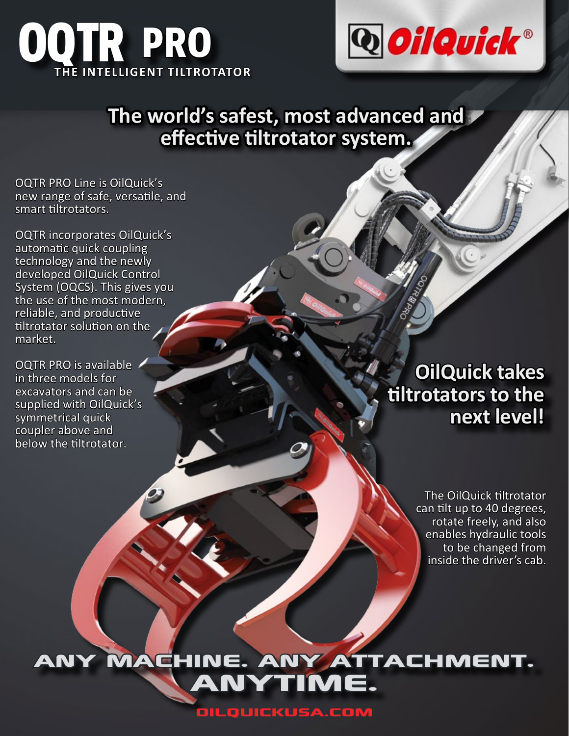# OQTR PRO

THE INTELLIGENT TILTROTATOR

OilQuick®

## The world's safest, most advanced and effective tiltrotator system.

OQTR PRO Line is OilQuick's new range of safe, versatile, and smart tiltrotators.

OQTR incorporates OilQuick's automatic quick coupling technology and the newly developed OilQuick Control System (OQCS). This gives you the use of the most modern, reliable, and productive tiltrotator solution on the market.

OQTR PRO is available in three models for excavators and can be supplied with OilQuick's symmetrical quick coupler above and below the tiltrotator.

## OilQuick takes tiltrotators to the next level!

The OilQuick tiltrotator can tilt up to 40 degrees, rotate freely, and also enables hydraulic tools to be changed from inside the driver's cab.

## ANY MACHINE. ANY ATTACHMENT. ANYTIME.

OILQUICKUSA.COM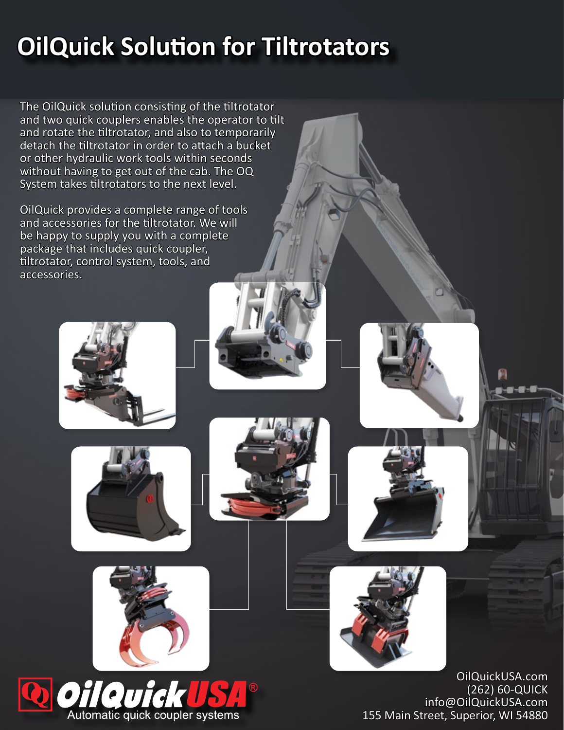# OilQuick Solution for Tiltrotators

The OilQuick solution consisting of the tiltrotator and two quick couplers enables the operator to tilt and rotate the tiltrotator, and also to temporarily detach the tiltrotator in order to attach a bucket or other hydraulic work tools within seconds without having to get out of the cab. The OQ System takes tiltrotators to the next level.

OilQuick provides a complete range of tools and accessories for the tiltrotator. We will be happy to supply you with a complete package that includes quick coupler, tiltrotator, control system, tools, and accessories.

OilQuickUSA®
Automatic quick coupler systems

OilQuickUSA.com
(262) 60-QUICK
info@OilQuickUSA.com
155 Main Street, Superior, WI 54880